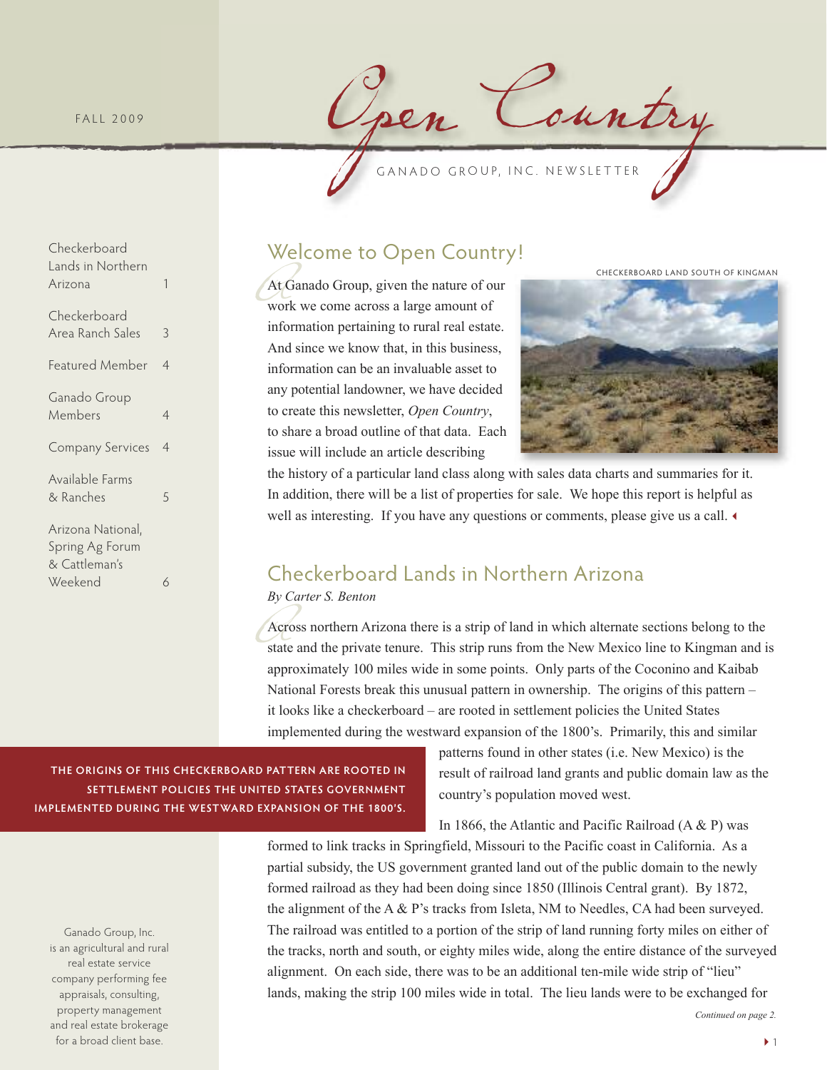FALL 2009

# Open Country

GANADO GROUP, INC. NEWSLETTER

| | |
|---|---|
| Checkerboard Lands in Northern Arizona | 1 |
| Checkerboard Area Ranch Sales | 3 |
| Featured Member | 4 |
| Ganado Group Members | 4 |
| Company Services | 4 |
| Available Farms & Ranches | 5 |
| Arizona National, Spring Ag Forum & Cattleman's Weekend | 6 |

Ganado Group, Inc. is an agricultural and rural real estate service company performing fee appraisals, consulting, property management and real estate brokerage for a broad client base.

## Welcome to Open Country!

At Ganado Group, given the nature of our work we come across a large amount of information pertaining to rural real estate. And since we know that, in this business, information can be an invaluable asset to any potential landowner, we have decided to create this newsletter, *Open Country*, to share a broad outline of that data. Each issue will include an article describing the history of a particular land class along with sales data charts and summaries for it. In addition, there will be a list of properties for sale. We hope this report is helpful as well as interesting. If you have any questions or comments, please give us a call.

CHECKERBOARD LAND SOUTH OF KINGMAN

## Checkerboard Lands in Northern Arizona

*By Carter S. Benton*

Across northern Arizona there is a strip of land in which alternate sections belong to the state and the private tenure. This strip runs from the New Mexico line to Kingman and is approximately 100 miles wide in some points. Only parts of the Coconino and Kaibab National Forests break this unusual pattern in ownership. The origins of this pattern – it looks like a checkerboard – are rooted in settlement policies the United States implemented during the westward expansion of the 1800's. Primarily, this and similar patterns found in other states (i.e. New Mexico) is the result of railroad land grants and public domain law as the country's population moved west.

**THE ORIGINS OF THIS CHECKERBOARD PATTERN ARE ROOTED IN SETTLEMENT POLICIES THE UNITED STATES GOVERNMENT IMPLEMENTED DURING THE WESTWARD EXPANSION OF THE 1800'S.**

In 1866, the Atlantic and Pacific Railroad (A & P) was formed to link tracks in Springfield, Missouri to the Pacific coast in California. As a partial subsidy, the US government granted land out of the public domain to the newly formed railroad as they had been doing since 1850 (Illinois Central grant). By 1872, the alignment of the A & P's tracks from Isleta, NM to Needles, CA had been surveyed. The railroad was entitled to a portion of the strip of land running forty miles on either of the tracks, north and south, or eighty miles wide, along the entire distance of the surveyed alignment. On each side, there was to be an additional ten-mile wide strip of "lieu" lands, making the strip 100 miles wide in total. The lieu lands were to be exchanged for

*Continued on page 2.*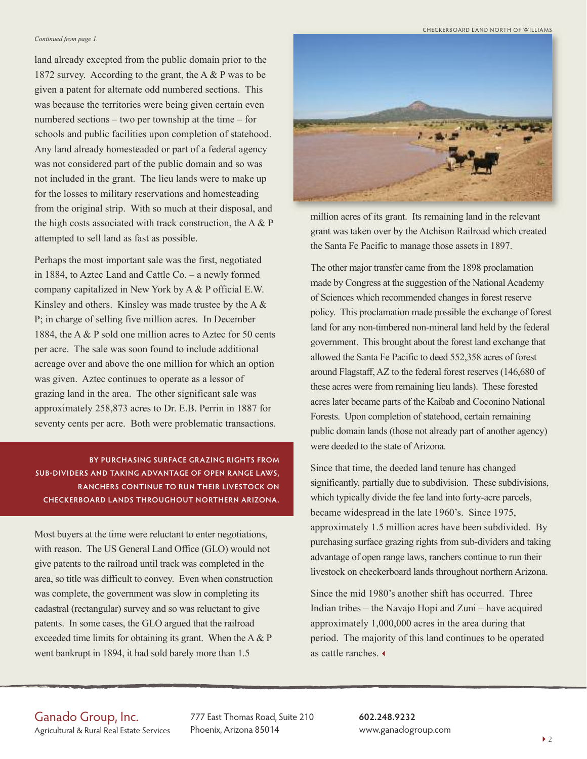*Continued from page 1.*

land already excepted from the public domain prior to the 1872 survey. According to the grant, the A & P was to be given a patent for alternate odd numbered sections. This was because the territories were being given certain even numbered sections – two per township at the time – for schools and public facilities upon completion of statehood. Any land already homesteaded or part of a federal agency was not considered part of the public domain and so was not included in the grant. The lieu lands were to make up for the losses to military reservations and homesteading from the original strip. With so much at their disposal, and the high costs associated with track construction, the A & P attempted to sell land as fast as possible.

Perhaps the most important sale was the first, negotiated in 1884, to Aztec Land and Cattle Co. – a newly formed company capitalized in New York by A & P official E.W. Kinsley and others. Kinsley was made trustee by the A & P; in charge of selling five million acres. In December 1884, the A & P sold one million acres to Aztec for 50 cents per acre. The sale was soon found to include additional acreage over and above the one million for which an option was given. Aztec continues to operate as a lessor of grazing land in the area. The other significant sale was approximately 258,873 acres to Dr. E.B. Perrin in 1887 for seventy cents per acre. Both were problematic transactions.

**BY PURCHASING SURFACE GRAZING RIGHTS FROM SUB-DIVIDERS AND TAKING ADVANTAGE OF OPEN RANGE LAWS, RANCHERS CONTINUE TO RUN THEIR LIVESTOCK ON CHECKERBOARD LANDS THROUGHOUT NORTHERN ARIZONA.**

Most buyers at the time were reluctant to enter negotiations, with reason. The US General Land Office (GLO) would not give patents to the railroad until track was completed in the area, so title was difficult to convey. Even when construction was complete, the government was slow in completing its cadastral (rectangular) survey and so was reluctant to give patents. In some cases, the GLO argued that the railroad exceeded time limits for obtaining its grant. When the A & P went bankrupt in 1894, it had sold barely more than 1.5 million acres of its grant. Its remaining land in the relevant grant was taken over by the Atchison Railroad which created the Santa Fe Pacific to manage those assets in 1897.

CHECKERBOARD LAND NORTH OF WILLIAMS

The other major transfer came from the 1898 proclamation made by Congress at the suggestion of the National Academy of Sciences which recommended changes in forest reserve policy. This proclamation made possible the exchange of forest land for any non-timbered non-mineral land held by the federal government. This brought about the forest land exchange that allowed the Santa Fe Pacific to deed 552,358 acres of forest around Flagstaff, AZ to the federal forest reserves (146,680 of these acres were from remaining lieu lands). These forested acres later became parts of the Kaibab and Coconino National Forests. Upon completion of statehood, certain remaining public domain lands (those not already part of another agency) were deeded to the state of Arizona.

Since that time, the deeded land tenure has changed significantly, partially due to subdivision. These subdivisions, which typically divide the fee land into forty-acre parcels, became widespread in the late 1960's. Since 1975, approximately 1.5 million acres have been subdivided. By purchasing surface grazing rights from sub-dividers and taking advantage of open range laws, ranchers continue to run their livestock on checkerboard lands throughout northern Arizona.

Since the mid 1980's another shift has occurred. Three Indian tribes – the Navajo Hopi and Zuni – have acquired approximately 1,000,000 acres in the area during that period. The majority of this land continues to be operated as cattle ranches.

Ganado Group, Inc.
Agricultural & Rural Real Estate Services

777 East Thomas Road, Suite 210
Phoenix, Arizona 85014

**602.248.9232**
www.ganadogroup.com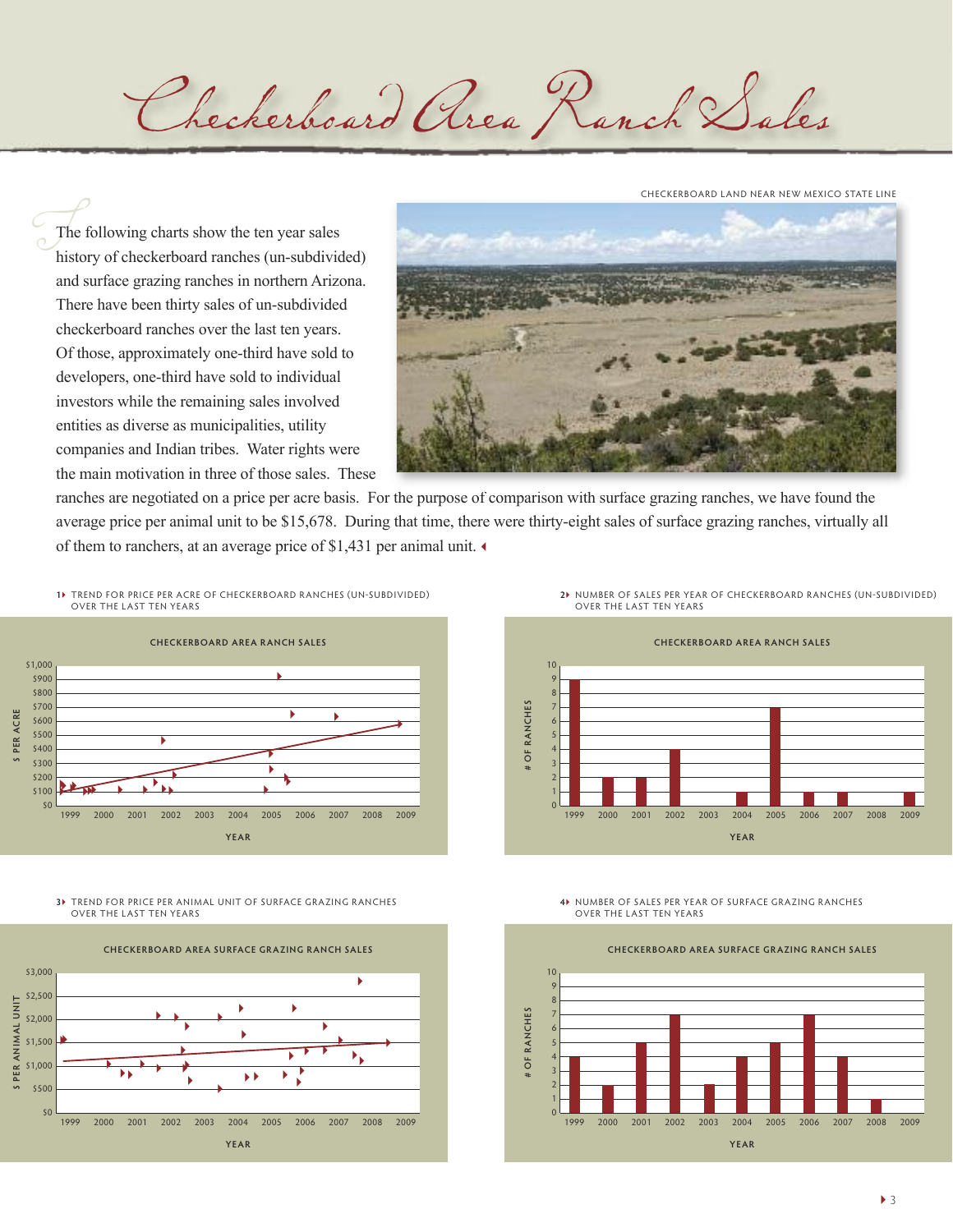# Checkerboard Area Ranch Sales

CHECKERBOARD LAND NEAR NEW MEXICO STATE LINE

The following charts show the ten year sales history of checkerboard ranches (un-subdivided) and surface grazing ranches in northern Arizona. There have been thirty sales of un-subdivided checkerboard ranches over the last ten years. Of those, approximately one-third have sold to developers, one-third have sold to individual investors while the remaining sales involved entities as diverse as municipalities, utility companies and Indian tribes. Water rights were the main motivation in three of those sales. These ranches are negotiated on a price per acre basis. For the purpose of comparison with surface grazing ranches, we have found the average price per animal unit to be $15,678. During that time, there were thirty-eight sales of surface grazing ranches, virtually all of them to ranchers, at an average price of $1,431 per animal unit.

1. TREND FOR PRICE PER ACRE OF CHECKERBOARD RANCHES (UN-SUBDIVIDED) OVER THE LAST TEN YEARS

2. NUMBER OF SALES PER YEAR OF CHECKERBOARD RANCHES (UN-SUBDIVIDED) OVER THE LAST TEN YEARS

**CHECKERBOARD AREA RANCH SALES**

| YEAR | 1999 | 2000 | 2001 | 2002 | 2003 | 2004 | 2005 | 2006 | 2007 | 2008 | 2009 |
|---|---|---|---|---|---|---|---|---|---|---|---|
| # OF RANCHES | 9 | 2 | 2 | 4 | 0 | 1 | 7 | 1 | 1 | 0 | 1 |

3. TREND FOR PRICE PER ANIMAL UNIT OF SURFACE GRAZING RANCHES OVER THE LAST TEN YEARS

4. NUMBER OF SALES PER YEAR OF SURFACE GRAZING RANCHES OVER THE LAST TEN YEARS

**CHECKERBOARD AREA SURFACE GRAZING RANCH SALES**

| YEAR | 1999 | 2000 | 2001 | 2002 | 2003 | 2004 | 2005 | 2006 | 2007 | 2008 | 2009 |
|---|---|---|---|---|---|---|---|---|---|---|---|
| # OF RANCHES | 4 | 2 | 5 | 7 | 2 | 4 | 5 | 7 | 4 | 1 | 0 |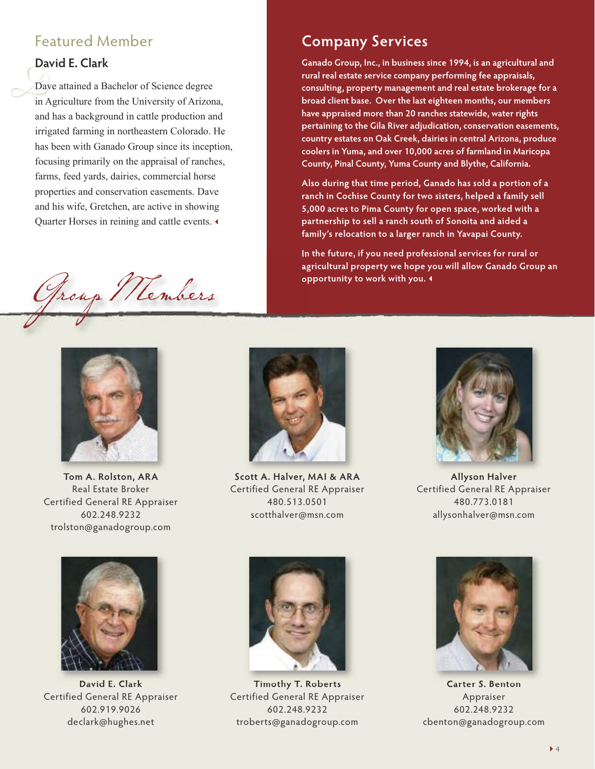## Featured Member

### David E. Clark

Dave attained a Bachelor of Science degree in Agriculture from the University of Arizona, and has a background in cattle production and irrigated farming in northeastern Colorado. He has been with Ganado Group since its inception, focusing primarily on the appraisal of ranches, farms, feed yards, dairies, commercial horse properties and conservation easements. Dave and his wife, Gretchen, are active in showing Quarter Horses in reining and cattle events.

## Company Services

**Ganado Group, Inc., in business since 1994, is an agricultural and rural real estate service company performing fee appraisals, consulting, property management and real estate brokerage for a broad client base. Over the last eighteen months, our members have appraised more than 20 ranches statewide, water rights pertaining to the Gila River adjudication, conservation easements, country estates on Oak Creek, dairies in central Arizona, produce coolers in Yuma, and over 10,000 acres of farmland in Maricopa County, Pinal County, Yuma County and Blythe, California.**

**Also during that time period, Ganado has sold a portion of a ranch in Cochise County for two sisters, helped a family sell 5,000 acres to Pima County for open space, worked with a partnership to sell a ranch south of Sonoita and aided a family's relocation to a larger ranch in Yavapai County.**

**In the future, if you need professional services for rural or agricultural property we hope you will allow Ganado Group an opportunity to work with you.**

## *Group Members*

**Tom A. Rolston, ARA**
Real Estate Broker
Certified General RE Appraiser
602.248.9232
trolston@ganadogroup.com

**Scott A. Halver, MAI & ARA**
Certified General RE Appraiser
480.513.0501
scotthalver@msn.com

**Allyson Halver**
Certified General RE Appraiser
480.773.0181
allysonhalver@msn.com

**David E. Clark**
Certified General RE Appraiser
602.919.9026
declark@hughes.net

**Timothy T. Roberts**
Certified General RE Appraiser
602.248.9232
troberts@ganadogroup.com

**Carter S. Benton**
Appraiser
602.248.9232
cbenton@ganadogroup.com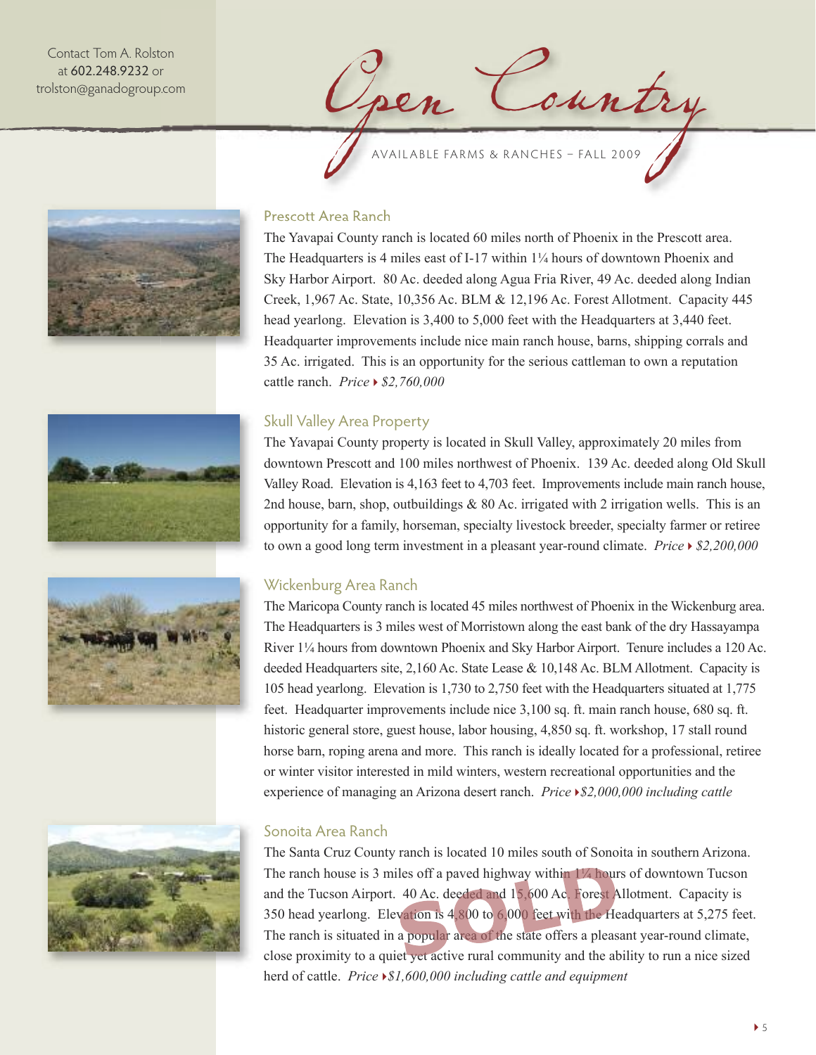Contact Tom A. Rolston at 602.248.9232 or trolston@ganadogroup.com

# Open Country

AVAILABLE FARMS & RANCHES – FALL 2009

## Prescott Area Ranch

The Yavapai County ranch is located 60 miles north of Phoenix in the Prescott area. The Headquarters is 4 miles east of I-17 within 1¼ hours of downtown Phoenix and Sky Harbor Airport. 80 Ac. deeded along Agua Fria River, 49 Ac. deeded along Indian Creek, 1,967 Ac. State, 10,356 Ac. BLM & 12,196 Ac. Forest Allotment. Capacity 445 head yearlong. Elevation is 3,400 to 5,000 feet with the Headquarters at 3,440 feet. Headquarter improvements include nice main ranch house, barns, shipping corrals and 35 Ac. irrigated. This is an opportunity for the serious cattleman to own a reputation cattle ranch. *Price ▸ $2,760,000*

## Skull Valley Area Property

The Yavapai County property is located in Skull Valley, approximately 20 miles from downtown Prescott and 100 miles northwest of Phoenix. 139 Ac. deeded along Old Skull Valley Road. Elevation is 4,163 feet to 4,703 feet. Improvements include main ranch house, 2nd house, barn, shop, outbuildings & 80 Ac. irrigated with 2 irrigation wells. This is an opportunity for a family, horseman, specialty livestock breeder, specialty farmer or retiree to own a good long term investment in a pleasant year-round climate. *Price ▸ $2,200,000*

## Wickenburg Area Ranch

The Maricopa County ranch is located 45 miles northwest of Phoenix in the Wickenburg area. The Headquarters is 3 miles west of Morristown along the east bank of the dry Hassayampa River 1¼ hours from downtown Phoenix and Sky Harbor Airport. Tenure includes a 120 Ac. deeded Headquarters site, 2,160 Ac. State Lease & 10,148 Ac. BLM Allotment. Capacity is 105 head yearlong. Elevation is 1,730 to 2,750 feet with the Headquarters situated at 1,775 feet. Headquarter improvements include nice 3,100 sq. ft. main ranch house, 680 sq. ft. historic general store, guest house, labor housing, 4,850 sq. ft. workshop, 17 stall round horse barn, roping arena and more. This ranch is ideally located for a professional, retiree or winter visitor interested in mild winters, western recreational opportunities and the experience of managing an Arizona desert ranch. *Price ▸ $2,000,000 including cattle*

## Sonoita Area Ranch

**SOLD**

The Santa Cruz County ranch is located 10 miles south of Sonoita in southern Arizona. The ranch house is 3 miles off a paved highway within 1¼ hours of downtown Tucson and the Tucson Airport. 40 Ac. deeded and 15,600 Ac. Forest Allotment. Capacity is 350 head yearlong. Elevation is 4,800 to 6,000 feet with the Headquarters at 5,275 feet. The ranch is situated in a popular area of the state offers a pleasant year-round climate, close proximity to a quiet yet active rural community and the ability to run a nice sized herd of cattle. *Price ▸ $1,600,000 including cattle and equipment*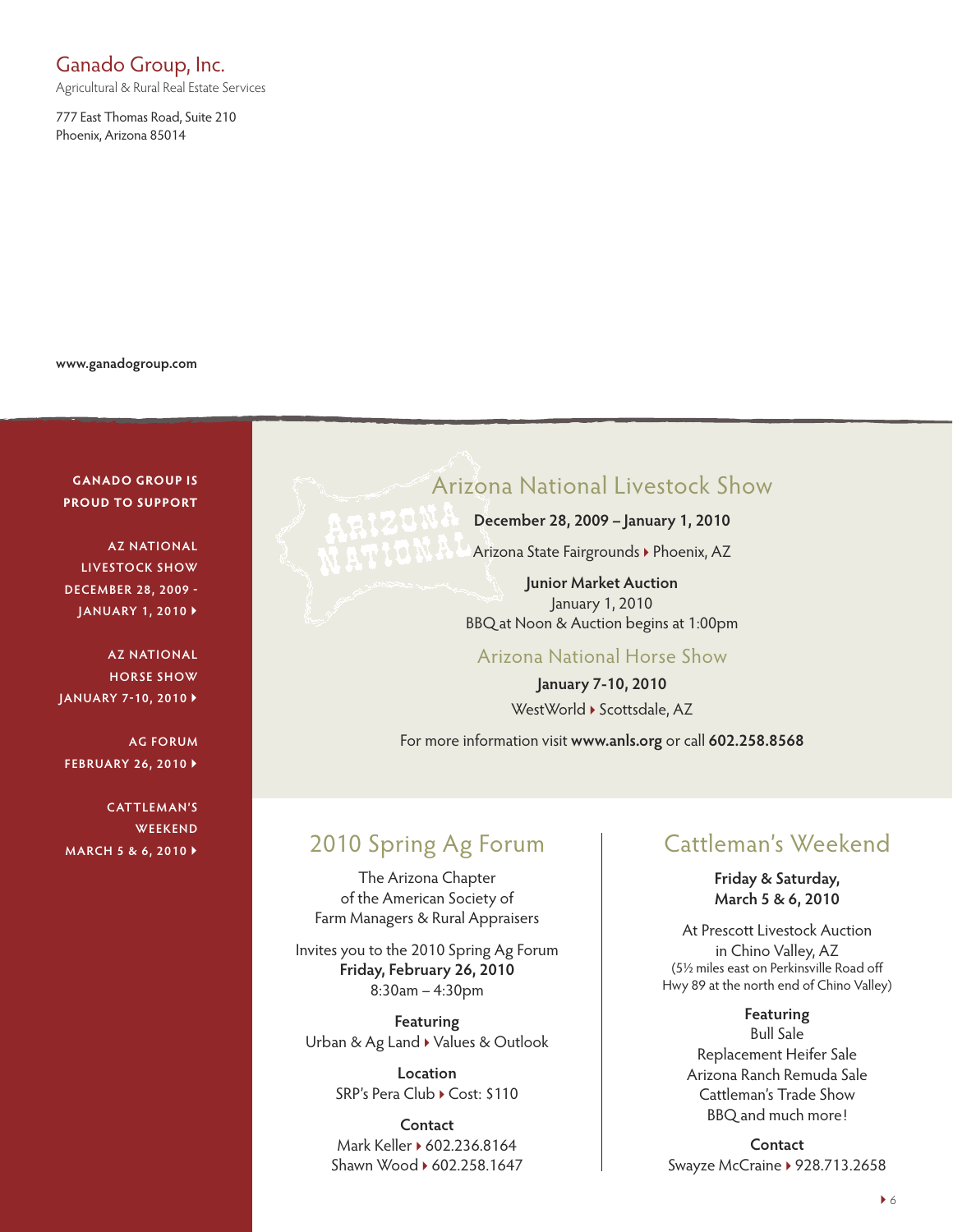Ganado Group, Inc.
Agricultural & Rural Real Estate Services

777 East Thomas Road, Suite 210
Phoenix, Arizona 85014

www.ganadogroup.com

**GANADO GROUP IS PROUD TO SUPPORT**

**AZ NATIONAL LIVESTOCK SHOW DECEMBER 28, 2009 - JANUARY 1, 2010**

**AZ NATIONAL HORSE SHOW JANUARY 7-10, 2010**

**AG FORUM FEBRUARY 26, 2010**

**CATTLEMAN'S WEEKEND MARCH 5 & 6, 2010**

## Arizona National Livestock Show

ARIZONA NATIONAL

**December 28, 2009 – January 1, 2010**

Arizona State Fairgrounds ▸ Phoenix, AZ

**Junior Market Auction**
January 1, 2010
BBQ at Noon & Auction begins at 1:00pm

## Arizona National Horse Show

**January 7-10, 2010**

WestWorld ▸ Scottsdale, AZ

For more information visit **www.anls.org** or call **602.258.8568**

## 2010 Spring Ag Forum

The Arizona Chapter
of the American Society of
Farm Managers & Rural Appraisers

Invites you to the 2010 Spring Ag Forum
**Friday, February 26, 2010**
8:30am – 4:30pm

**Featuring**
Urban & Ag Land ▸ Values & Outlook

**Location**
SRP's Pera Club ▸ Cost: $110

**Contact**
Mark Keller ▸ 602.236.8164
Shawn Wood ▸ 602.258.1647

## Cattleman's Weekend

**Friday & Saturday, March 5 & 6, 2010**

At Prescott Livestock Auction
in Chino Valley, AZ
(5½ miles east on Perkinsville Road off Hwy 89 at the north end of Chino Valley)

**Featuring**
Bull Sale
Replacement Heifer Sale
Arizona Ranch Remuda Sale
Cattleman's Trade Show
BBQ and much more!

**Contact**
Swayze McCraine ▸ 928.713.2658